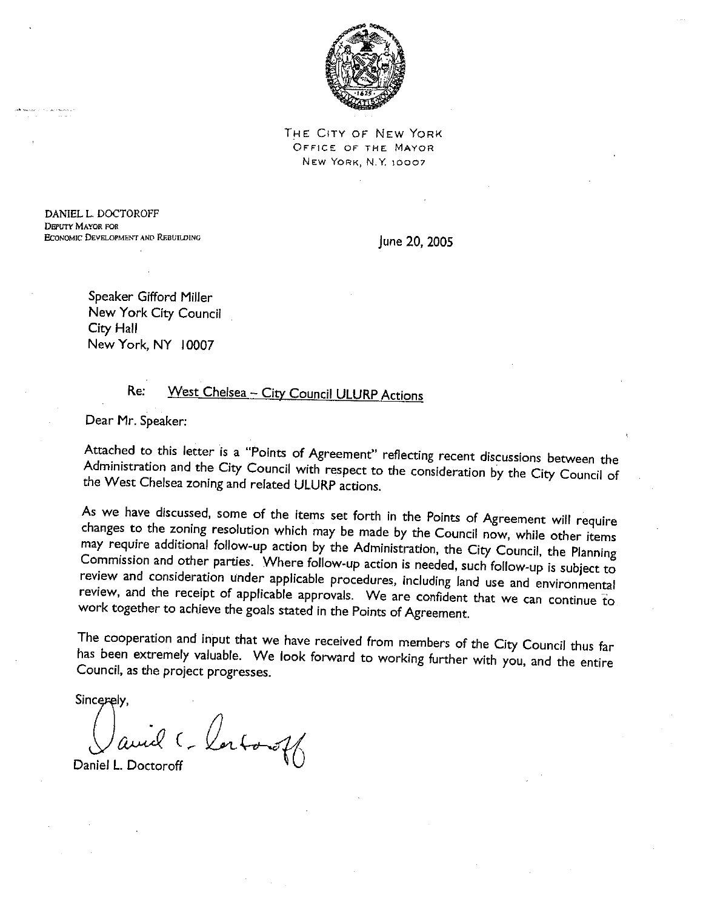THE CITY OF NEW YORK
OFFICE OF THE MAYOR
NEW YORK, N.Y. 10007

DANIEL L. DOCTOROFF
DEPUTY MAYOR FOR
ECONOMIC DEVELOPMENT AND REBUILDING

June 20, 2005

Speaker Gifford Miller
New York City Council
City Hall
New York, NY 10007

Re: West Chelsea – City Council ULURP Actions

Dear Mr. Speaker:

Attached to this letter is a "Points of Agreement" reflecting recent discussions between the Administration and the City Council with respect to the consideration by the City Council of the West Chelsea zoning and related ULURP actions.

As we have discussed, some of the items set forth in the Points of Agreement will require changes to the zoning resolution which may be made by the Council now, while other items may require additional follow-up action by the Administration, the City Council, the Planning Commission and other parties. Where follow-up action is needed, such follow-up is subject to review and consideration under applicable procedures, including land use and environmental review, and the receipt of applicable approvals. We are confident that we can continue to work together to achieve the goals stated in the Points of Agreement.

The cooperation and input that we have received from members of the City Council thus far has been extremely valuable. We look forward to working further with you, and the entire Council, as the project progresses.

Sincerely,

Daniel L. Doctoroff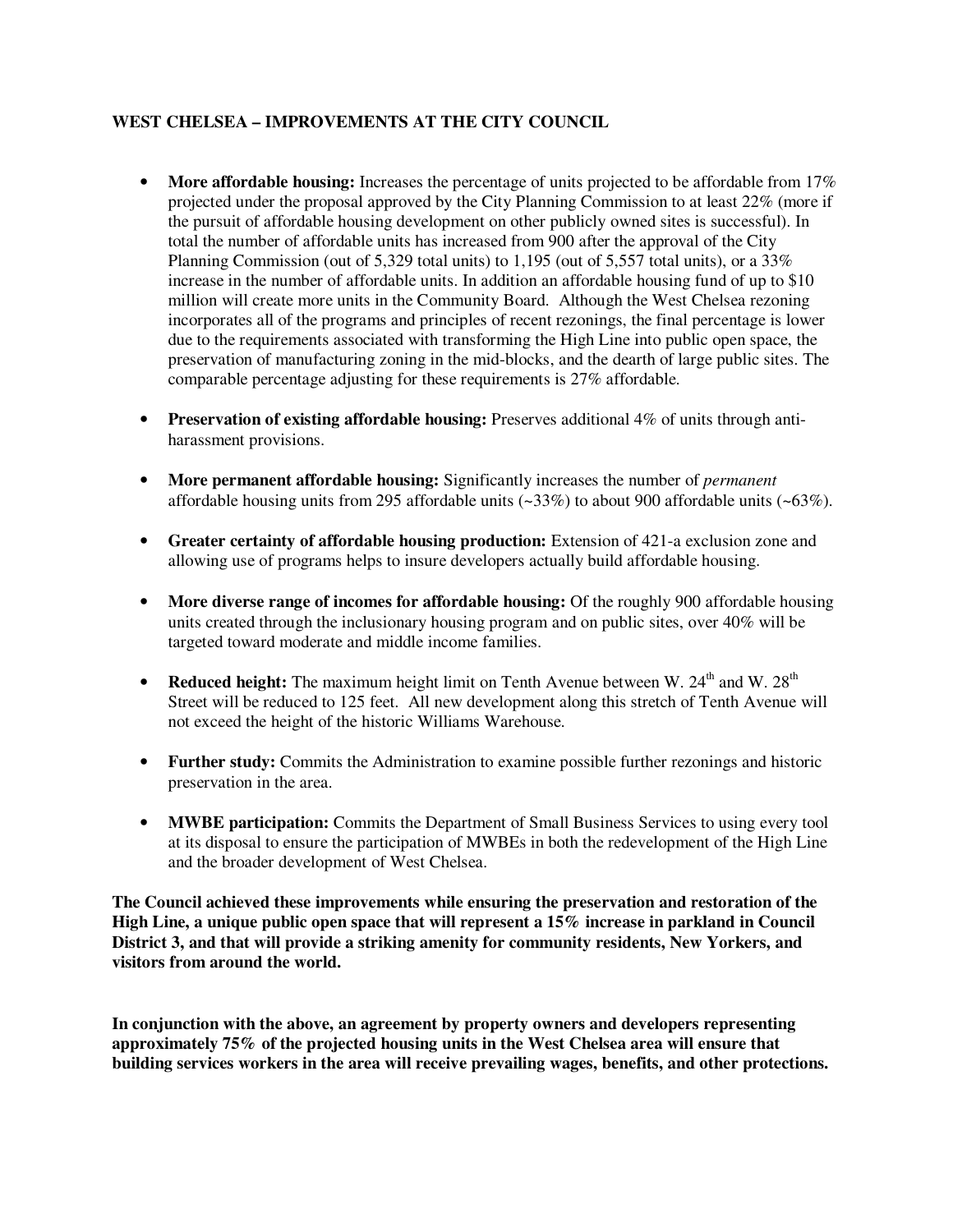## WEST CHELSEA – IMPROVEMENTS AT THE CITY COUNCIL

- **More affordable housing:** Increases the percentage of units projected to be affordable from 17% projected under the proposal approved by the City Planning Commission to at least 22% (more if the pursuit of affordable housing development on other publicly owned sites is successful). In total the number of affordable units has increased from 900 after the approval of the City Planning Commission (out of 5,329 total units) to 1,195 (out of 5,557 total units), or a 33% increase in the number of affordable units. In addition an affordable housing fund of up to $10 million will create more units in the Community Board. Although the West Chelsea rezoning incorporates all of the programs and principles of recent rezonings, the final percentage is lower due to the requirements associated with transforming the High Line into public open space, the preservation of manufacturing zoning in the mid-blocks, and the dearth of large public sites. The comparable percentage adjusting for these requirements is 27% affordable.

- **Preservation of existing affordable housing:** Preserves additional 4% of units through anti-harassment provisions.

- **More permanent affordable housing:** Significantly increases the number of *permanent* affordable housing units from 295 affordable units (~33%) to about 900 affordable units (~63%).

- **Greater certainty of affordable housing production:** Extension of 421-a exclusion zone and allowing use of programs helps to insure developers actually build affordable housing.

- **More diverse range of incomes for affordable housing:** Of the roughly 900 affordable housing units created through the inclusionary housing program and on public sites, over 40% will be targeted toward moderate and middle income families.

- **Reduced height:** The maximum height limit on Tenth Avenue between W. 24th and W. 28th Street will be reduced to 125 feet. All new development along this stretch of Tenth Avenue will not exceed the height of the historic Williams Warehouse.

- **Further study:** Commits the Administration to examine possible further rezonings and historic preservation in the area.

- **MWBE participation:** Commits the Department of Small Business Services to using every tool at its disposal to ensure the participation of MWBEs in both the redevelopment of the High Line and the broader development of West Chelsea.

**The Council achieved these improvements while ensuring the preservation and restoration of the High Line, a unique public open space that will represent a 15% increase in parkland in Council District 3, and that will provide a striking amenity for community residents, New Yorkers, and visitors from around the world.**

**In conjunction with the above, an agreement by property owners and developers representing approximately 75% of the projected housing units in the West Chelsea area will ensure that building services workers in the area will receive prevailing wages, benefits, and other protections.**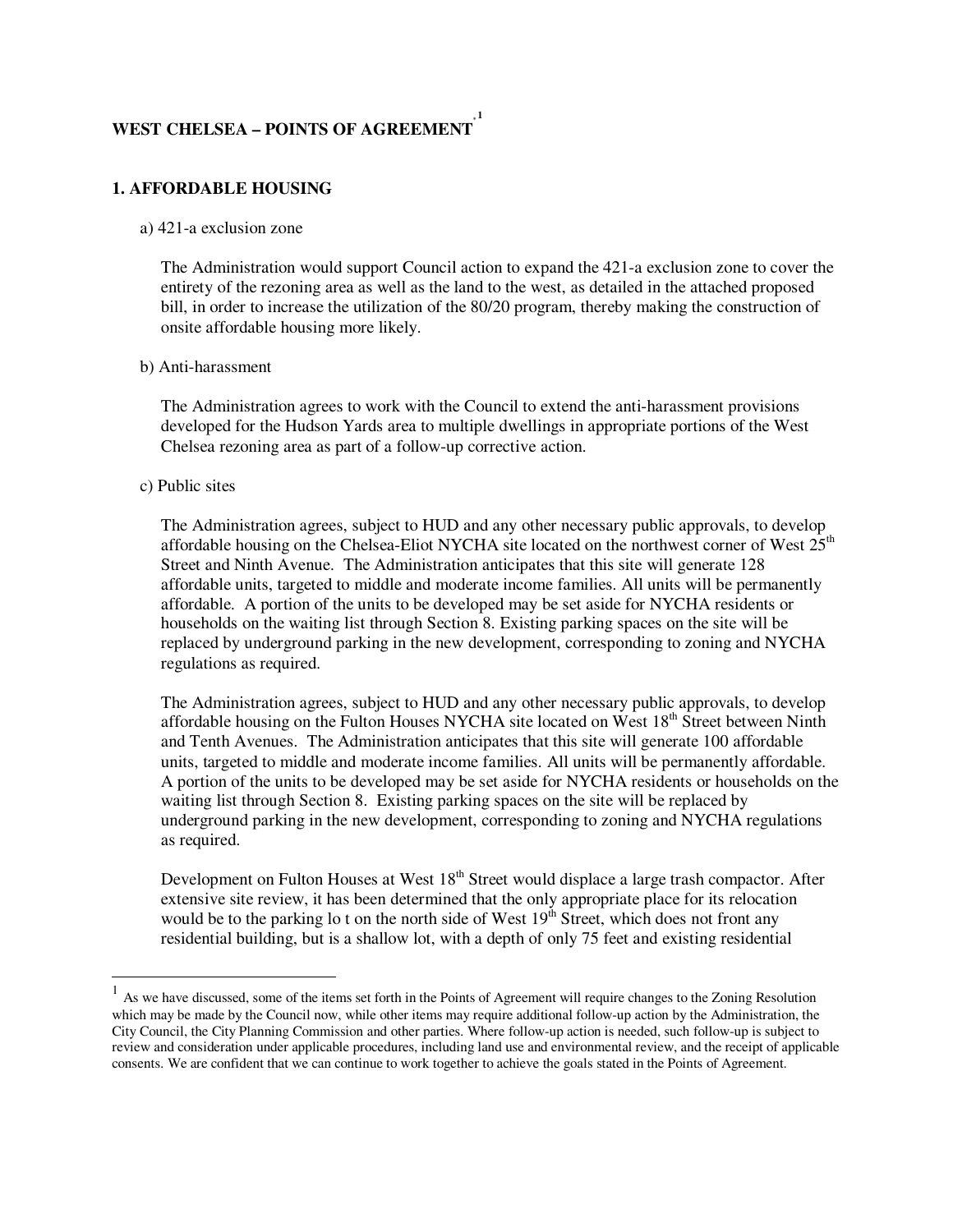# WEST CHELSEA – POINTS OF AGREEMENT[1]

## 1. AFFORDABLE HOUSING

a) 421-a exclusion zone

The Administration would support Council action to expand the 421-a exclusion zone to cover the entirety of the rezoning area as well as the land to the west, as detailed in the attached proposed bill, in order to increase the utilization of the 80/20 program, thereby making the construction of onsite affordable housing more likely.

b) Anti-harassment

The Administration agrees to work with the Council to extend the anti-harassment provisions developed for the Hudson Yards area to multiple dwellings in appropriate portions of the West Chelsea rezoning area as part of a follow-up corrective action.

c) Public sites

The Administration agrees, subject to HUD and any other necessary public approvals, to develop affordable housing on the Chelsea-Eliot NYCHA site located on the northwest corner of West 25th Street and Ninth Avenue. The Administration anticipates that this site will generate 128 affordable units, targeted to middle and moderate income families. All units will be permanently affordable. A portion of the units to be developed may be set aside for NYCHA residents or households on the waiting list through Section 8. Existing parking spaces on the site will be replaced by underground parking in the new development, corresponding to zoning and NYCHA regulations as required.

The Administration agrees, subject to HUD and any other necessary public approvals, to develop affordable housing on the Fulton Houses NYCHA site located on West 18th Street between Ninth and Tenth Avenues. The Administration anticipates that this site will generate 100 affordable units, targeted to middle and moderate income families. All units will be permanently affordable. A portion of the units to be developed may be set aside for NYCHA residents or households on the waiting list through Section 8. Existing parking spaces on the site will be replaced by underground parking in the new development, corresponding to zoning and NYCHA regulations as required.

Development on Fulton Houses at West 18th Street would displace a large trash compactor. After extensive site review, it has been determined that the only appropriate place for its relocation would be to the parking lo t on the north side of West 19th Street, which does not front any residential building, but is a shallow lot, with a depth of only 75 feet and existing residential

---

[1] As we have discussed, some of the items set forth in the Points of Agreement will require changes to the Zoning Resolution which may be made by the Council now, while other items may require additional follow-up action by the Administration, the City Council, the City Planning Commission and other parties. Where follow-up action is needed, such follow-up is subject to review and consideration under applicable procedures, including land use and environmental review, and the receipt of applicable consents. We are confident that we can continue to work together to achieve the goals stated in the Points of Agreement.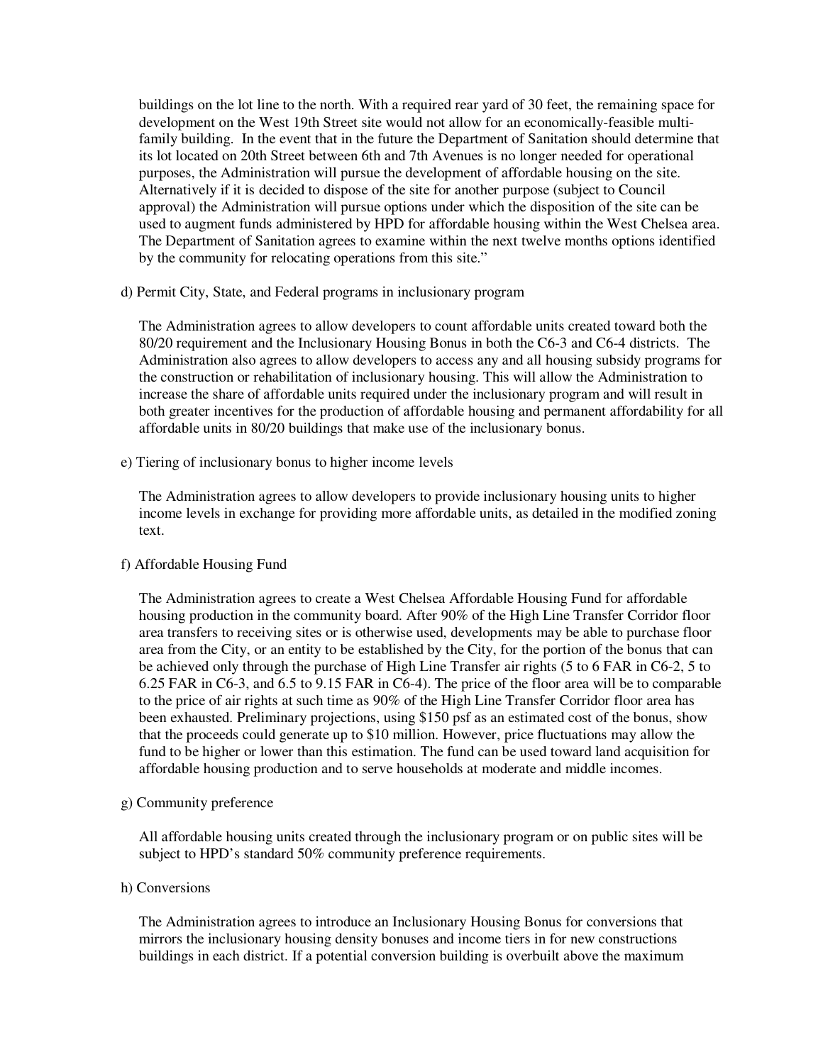buildings on the lot line to the north. With a required rear yard of 30 feet, the remaining space for development on the West 19th Street site would not allow for an economically-feasible multi-family building. In the event that in the future the Department of Sanitation should determine that its lot located on 20th Street between 6th and 7th Avenues is no longer needed for operational purposes, the Administration will pursue the development of affordable housing on the site. Alternatively if it is decided to dispose of the site for another purpose (subject to Council approval) the Administration will pursue options under which the disposition of the site can be used to augment funds administered by HPD for affordable housing within the West Chelsea area. The Department of Sanitation agrees to examine within the next twelve months options identified by the community for relocating operations from this site."

d) Permit City, State, and Federal programs in inclusionary program

The Administration agrees to allow developers to count affordable units created toward both the 80/20 requirement and the Inclusionary Housing Bonus in both the C6-3 and C6-4 districts. The Administration also agrees to allow developers to access any and all housing subsidy programs for the construction or rehabilitation of inclusionary housing. This will allow the Administration to increase the share of affordable units required under the inclusionary program and will result in both greater incentives for the production of affordable housing and permanent affordability for all affordable units in 80/20 buildings that make use of the inclusionary bonus.

e) Tiering of inclusionary bonus to higher income levels

The Administration agrees to allow developers to provide inclusionary housing units to higher income levels in exchange for providing more affordable units, as detailed in the modified zoning text.

f) Affordable Housing Fund

The Administration agrees to create a West Chelsea Affordable Housing Fund for affordable housing production in the community board. After 90% of the High Line Transfer Corridor floor area transfers to receiving sites or is otherwise used, developments may be able to purchase floor area from the City, or an entity to be established by the City, for the portion of the bonus that can be achieved only through the purchase of High Line Transfer air rights (5 to 6 FAR in C6-2, 5 to 6.25 FAR in C6-3, and 6.5 to 9.15 FAR in C6-4). The price of the floor area will be to comparable to the price of air rights at such time as 90% of the High Line Transfer Corridor floor area has been exhausted. Preliminary projections, using $150 psf as an estimated cost of the bonus, show that the proceeds could generate up to $10 million. However, price fluctuations may allow the fund to be higher or lower than this estimation. The fund can be used toward land acquisition for affordable housing production and to serve households at moderate and middle incomes.

g) Community preference

All affordable housing units created through the inclusionary program or on public sites will be subject to HPD's standard 50% community preference requirements.

h) Conversions

The Administration agrees to introduce an Inclusionary Housing Bonus for conversions that mirrors the inclusionary housing density bonuses and income tiers in for new constructions buildings in each district. If a potential conversion building is overbuilt above the maximum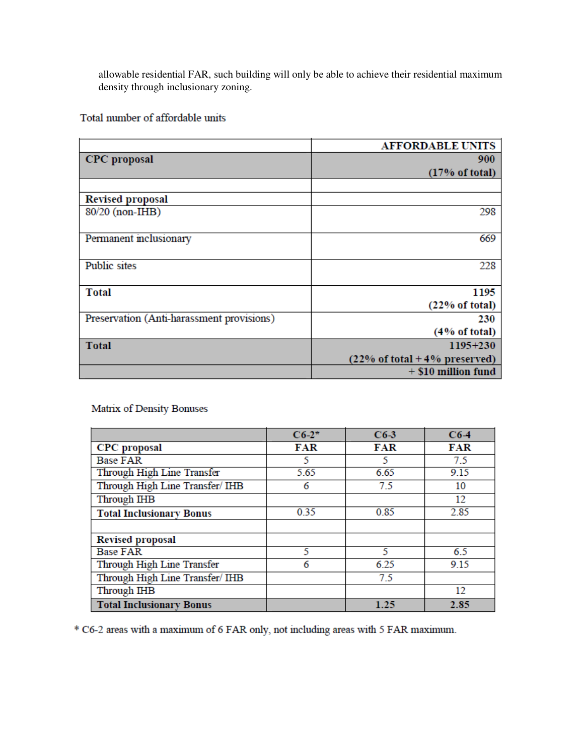allowable residential FAR, such building will only be able to achieve their residential maximum density through inclusionary zoning.

Total number of affordable units

| | AFFORDABLE UNITS |
|---|---|
| **CPC proposal** | **900 (17% of total)** |
| | |
| **Revised proposal** | |
| 80/20 (non-IHB) | 298 |
| Permanent inclusionary | 669 |
| Public sites | 228 |
| **Total** | **1195 (22% of total)** |
| Preservation (Anti-harassment provisions) | **230 (4% of total)** |
| **Total** | **1195+230 (22% of total + 4% preserved)** |
| | **+ $10 million fund** |

Matrix of Density Bonuses

| | C6-2* | C6-3 | C6-4 |
|---|---|---|---|
| **CPC proposal** | **FAR** | **FAR** | **FAR** |
| Base FAR | 5 | 5 | 7.5 |
| Through High Line Transfer | 5.65 | 6.65 | 9.15 |
| Through High Line Transfer/ IHB | 6 | 7.5 | 10 |
| Through IHB | | | 12 |
| **Total Inclusionary Bonus** | 0.35 | 0.85 | 2.85 |
| | | | |
| **Revised proposal** | | | |
| Base FAR | 5 | 5 | 6.5 |
| Through High Line Transfer | 6 | 6.25 | 9.15 |
| Through High Line Transfer/ IHB | | 7.5 | |
| Through IHB | | | 12 |
| **Total Inclusionary Bonus** | | **1.25** | **2.85** |

* C6-2 areas with a maximum of 6 FAR only, not including areas with 5 FAR maximum.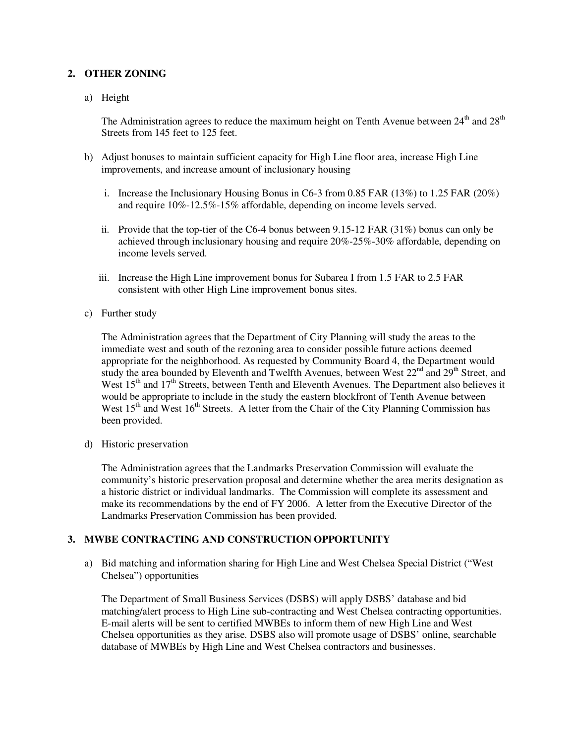## 2. OTHER ZONING

a) Height

The Administration agrees to reduce the maximum height on Tenth Avenue between 24th and 28th Streets from 145 feet to 125 feet.

b) Adjust bonuses to maintain sufficient capacity for High Line floor area, increase High Line improvements, and increase amount of inclusionary housing

   i. Increase the Inclusionary Housing Bonus in C6-3 from 0.85 FAR (13%) to 1.25 FAR (20%) and require 10%-12.5%-15% affordable, depending on income levels served.

   ii. Provide that the top-tier of the C6-4 bonus between 9.15-12 FAR (31%) bonus can only be achieved through inclusionary housing and require 20%-25%-30% affordable, depending on income levels served.

   iii. Increase the High Line improvement bonus for Subarea I from 1.5 FAR to 2.5 FAR consistent with other High Line improvement bonus sites.

c) Further study

The Administration agrees that the Department of City Planning will study the areas to the immediate west and south of the rezoning area to consider possible future actions deemed appropriate for the neighborhood. As requested by Community Board 4, the Department would study the area bounded by Eleventh and Twelfth Avenues, between West 22nd and 29th Street, and West 15th and 17th Streets, between Tenth and Eleventh Avenues. The Department also believes it would be appropriate to include in the study the eastern blockfront of Tenth Avenue between West 15th and West 16th Streets. A letter from the Chair of the City Planning Commission has been provided.

d) Historic preservation

The Administration agrees that the Landmarks Preservation Commission will evaluate the community's historic preservation proposal and determine whether the area merits designation as a historic district or individual landmarks. The Commission will complete its assessment and make its recommendations by the end of FY 2006. A letter from the Executive Director of the Landmarks Preservation Commission has been provided.

## 3. MWBE CONTRACTING AND CONSTRUCTION OPPORTUNITY

a) Bid matching and information sharing for High Line and West Chelsea Special District ("West Chelsea") opportunities

The Department of Small Business Services (DSBS) will apply DSBS' database and bid matching/alert process to High Line sub-contracting and West Chelsea contracting opportunities. E-mail alerts will be sent to certified MWBEs to inform them of new High Line and West Chelsea opportunities as they arise. DSBS also will promote usage of DSBS' online, searchable database of MWBEs by High Line and West Chelsea contractors and businesses.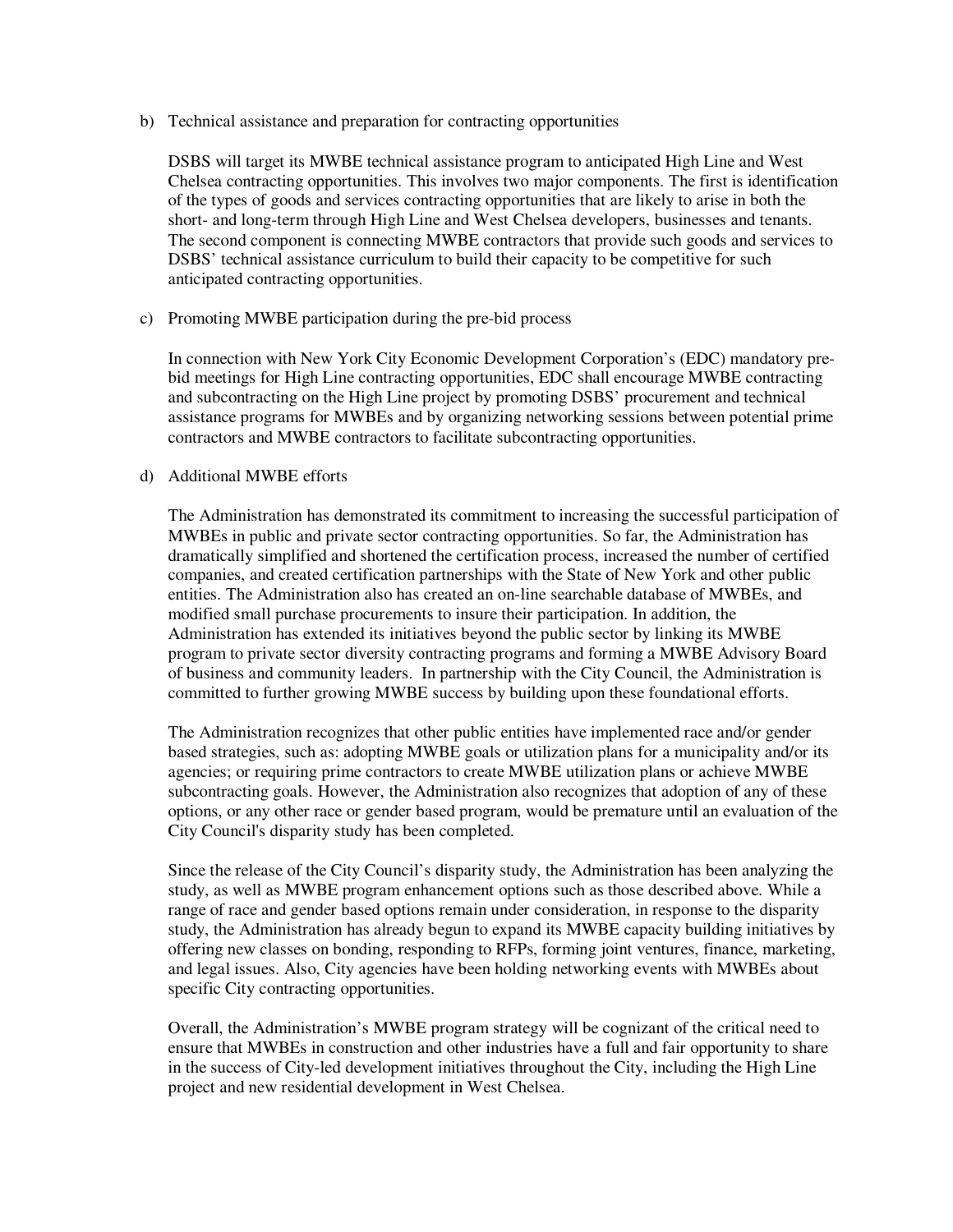b) Technical assistance and preparation for contracting opportunities

DSBS will target its MWBE technical assistance program to anticipated High Line and West Chelsea contracting opportunities. This involves two major components. The first is identification of the types of goods and services contracting opportunities that are likely to arise in both the short- and long-term through High Line and West Chelsea developers, businesses and tenants. The second component is connecting MWBE contractors that provide such goods and services to DSBS' technical assistance curriculum to build their capacity to be competitive for such anticipated contracting opportunities.

c) Promoting MWBE participation during the pre-bid process

In connection with New York City Economic Development Corporation's (EDC) mandatory pre-bid meetings for High Line contracting opportunities, EDC shall encourage MWBE contracting and subcontracting on the High Line project by promoting DSBS' procurement and technical assistance programs for MWBEs and by organizing networking sessions between potential prime contractors and MWBE contractors to facilitate subcontracting opportunities.

d) Additional MWBE efforts

The Administration has demonstrated its commitment to increasing the successful participation of MWBEs in public and private sector contracting opportunities. So far, the Administration has dramatically simplified and shortened the certification process, increased the number of certified companies, and created certification partnerships with the State of New York and other public entities. The Administration also has created an on-line searchable database of MWBEs, and modified small purchase procurements to insure their participation. In addition, the Administration has extended its initiatives beyond the public sector by linking its MWBE program to private sector diversity contracting programs and forming a MWBE Advisory Board of business and community leaders. In partnership with the City Council, the Administration is committed to further growing MWBE success by building upon these foundational efforts.

The Administration recognizes that other public entities have implemented race and/or gender based strategies, such as: adopting MWBE goals or utilization plans for a municipality and/or its agencies; or requiring prime contractors to create MWBE utilization plans or achieve MWBE subcontracting goals. However, the Administration also recognizes that adoption of any of these options, or any other race or gender based program, would be premature until an evaluation of the City Council's disparity study has been completed.

Since the release of the City Council's disparity study, the Administration has been analyzing the study, as well as MWBE program enhancement options such as those described above. While a range of race and gender based options remain under consideration, in response to the disparity study, the Administration has already begun to expand its MWBE capacity building initiatives by offering new classes on bonding, responding to RFPs, forming joint ventures, finance, marketing, and legal issues. Also, City agencies have been holding networking events with MWBEs about specific City contracting opportunities.

Overall, the Administration's MWBE program strategy will be cognizant of the critical need to ensure that MWBEs in construction and other industries have a full and fair opportunity to share in the success of City-led development initiatives throughout the City, including the High Line project and new residential development in West Chelsea.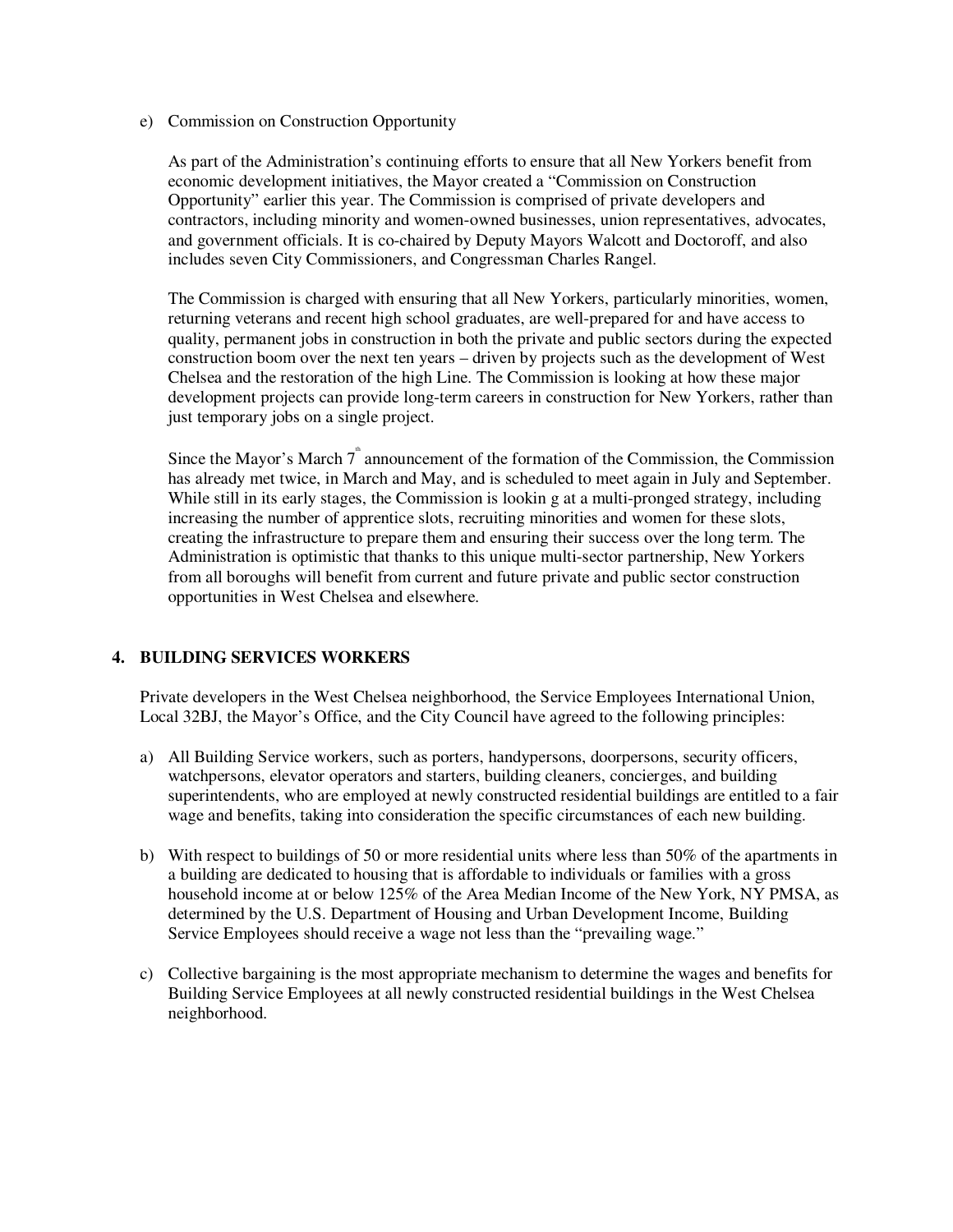e) Commission on Construction Opportunity

As part of the Administration's continuing efforts to ensure that all New Yorkers benefit from economic development initiatives, the Mayor created a "Commission on Construction Opportunity" earlier this year. The Commission is comprised of private developers and contractors, including minority and women-owned businesses, union representatives, advocates, and government officials. It is co-chaired by Deputy Mayors Walcott and Doctoroff, and also includes seven City Commissioners, and Congressman Charles Rangel.

The Commission is charged with ensuring that all New Yorkers, particularly minorities, women, returning veterans and recent high school graduates, are well-prepared for and have access to quality, permanent jobs in construction in both the private and public sectors during the expected construction boom over the next ten years – driven by projects such as the development of West Chelsea and the restoration of the high Line. The Commission is looking at how these major development projects can provide long-term careers in construction for New Yorkers, rather than just temporary jobs on a single project.

Since the Mayor's March 7th announcement of the formation of the Commission, the Commission has already met twice, in March and May, and is scheduled to meet again in July and September. While still in its early stages, the Commission is lookin g at a multi-pronged strategy, including increasing the number of apprentice slots, recruiting minorities and women for these slots, creating the infrastructure to prepare them and ensuring their success over the long term. The Administration is optimistic that thanks to this unique multi-sector partnership, New Yorkers from all boroughs will benefit from current and future private and public sector construction opportunities in West Chelsea and elsewhere.

## 4. BUILDING SERVICES WORKERS

Private developers in the West Chelsea neighborhood, the Service Employees International Union, Local 32BJ, the Mayor's Office, and the City Council have agreed to the following principles:

a) All Building Service workers, such as porters, handypersons, doorpersons, security officers, watchpersons, elevator operators and starters, building cleaners, concierges, and building superintendents, who are employed at newly constructed residential buildings are entitled to a fair wage and benefits, taking into consideration the specific circumstances of each new building.

b) With respect to buildings of 50 or more residential units where less than 50% of the apartments in a building are dedicated to housing that is affordable to individuals or families with a gross household income at or below 125% of the Area Median Income of the New York, NY PMSA, as determined by the U.S. Department of Housing and Urban Development Income, Building Service Employees should receive a wage not less than the "prevailing wage."

c) Collective bargaining is the most appropriate mechanism to determine the wages and benefits for Building Service Employees at all newly constructed residential buildings in the West Chelsea neighborhood.